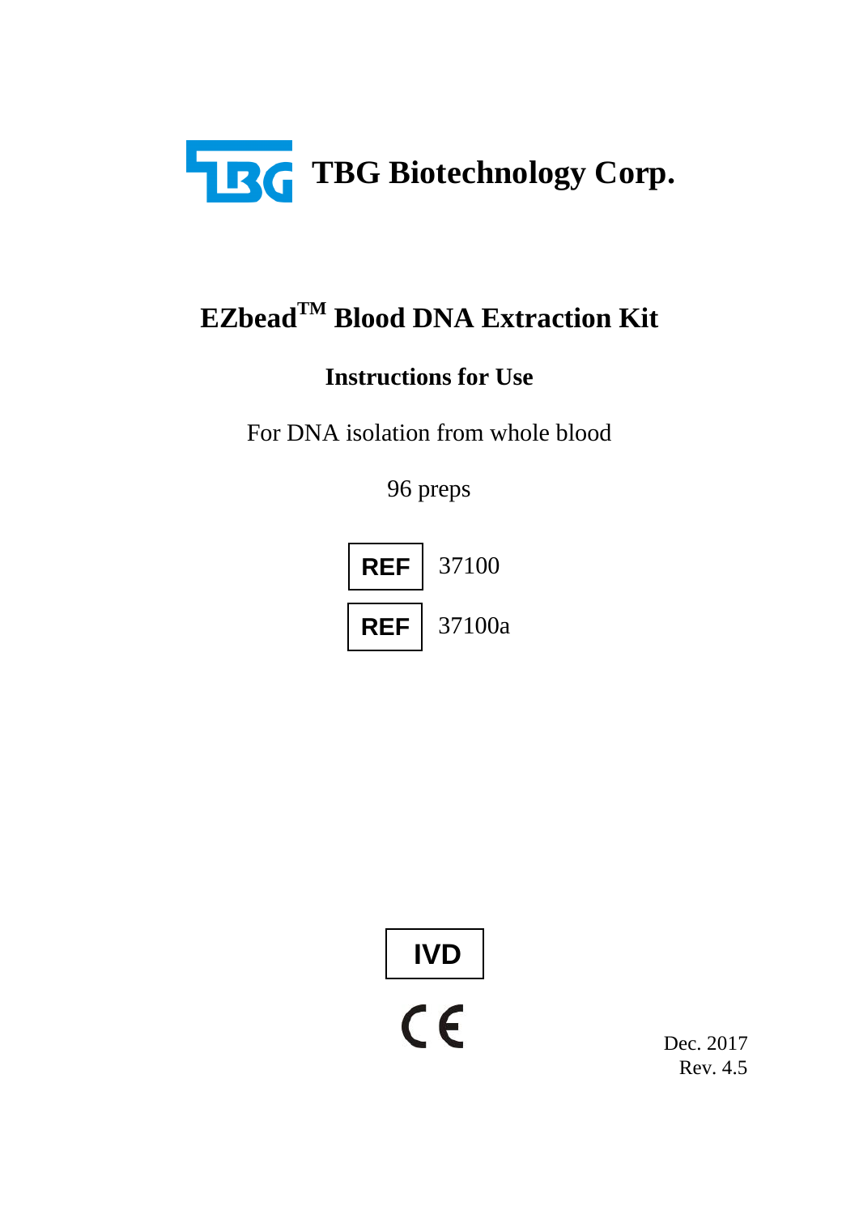**TBG Biotechnology Corp.**

# EZbead™ Blood DNA Extraction Kit

## Instructions for Use

For DNA isolation from whole blood

96 preps

**REF** 37100

**REF** 37100a

**IVD**

CE

Dec. 2017

Rev. 4.5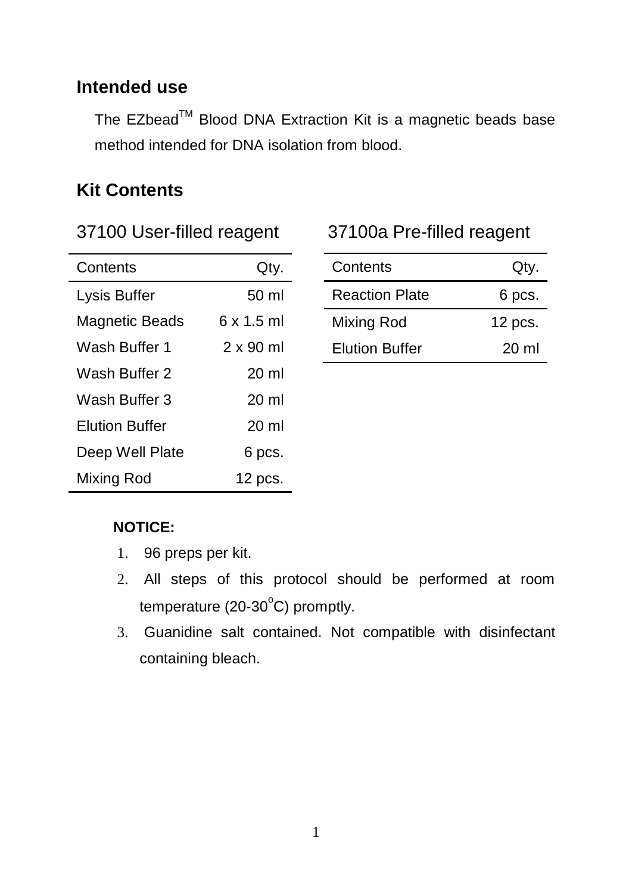## Intended use

The EZbead™ Blood DNA Extraction Kit is a magnetic beads base method intended for DNA isolation from blood.

## Kit Contents

37100 User-filled reagent

| Contents | Qty. |
|---|---|
| Lysis Buffer | 50 ml |
| Magnetic Beads | 6 x 1.5 ml |
| Wash Buffer 1 | 2 x 90 ml |
| Wash Buffer 2 | 20 ml |
| Wash Buffer 3 | 20 ml |
| Elution Buffer | 20 ml |
| Deep Well Plate | 6 pcs. |
| Mixing Rod | 12 pcs. |

37100a Pre-filled reagent

| Contents | Qty. |
|---|---|
| Reaction Plate | 6 pcs. |
| Mixing Rod | 12 pcs. |
| Elution Buffer | 20 ml |

**NOTICE:**

1. 96 preps per kit.
2. All steps of this protocol should be performed at room temperature (20-30°C) promptly.
3. Guanidine salt contained. Not compatible with disinfectant containing bleach.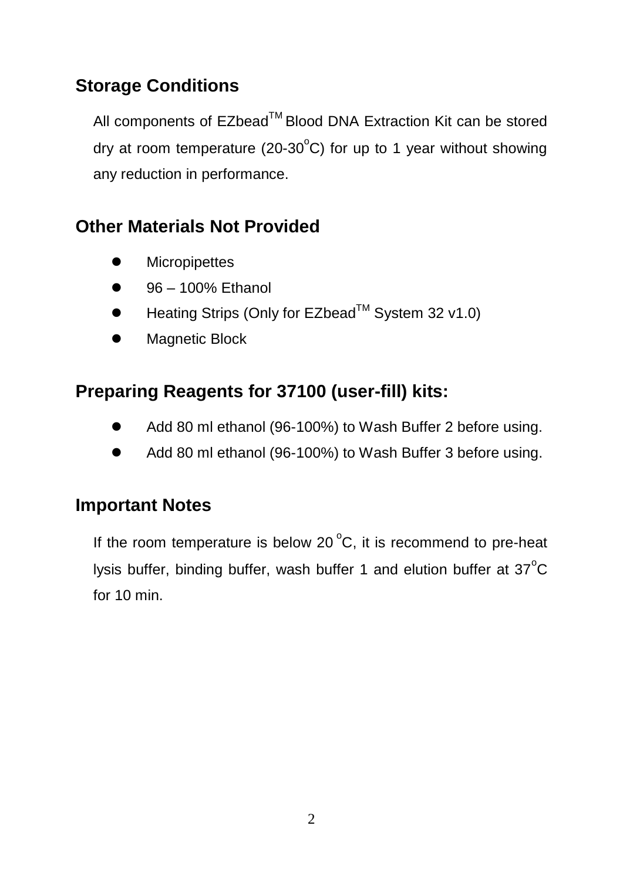## Storage Conditions

All components of EZbead™ Blood DNA Extraction Kit can be stored dry at room temperature (20-30°C) for up to 1 year without showing any reduction in performance.

## Other Materials Not Provided

- Micropipettes
- 96 – 100% Ethanol
- Heating Strips (Only for EZbead™ System 32 v1.0)
- Magnetic Block

## Preparing Reagents for 37100 (user-fill) kits:

- Add 80 ml ethanol (96-100%) to Wash Buffer 2 before using.
- Add 80 ml ethanol (96-100%) to Wash Buffer 3 before using.

## Important Notes

If the room temperature is below 20 °C, it is recommend to pre-heat lysis buffer, binding buffer, wash buffer 1 and elution buffer at 37°C for 10 min.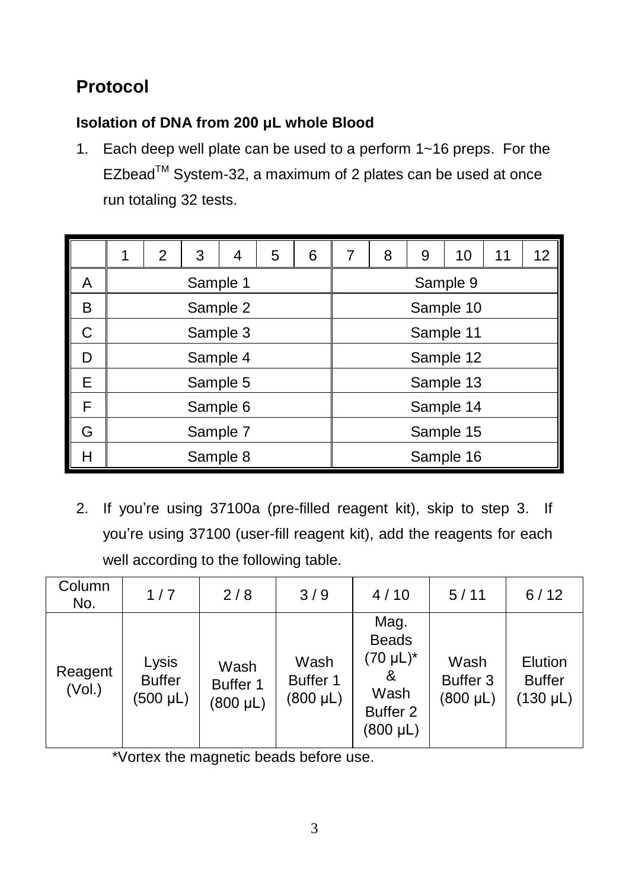## Protocol

### Isolation of DNA from 200 μL whole Blood

1. Each deep well plate can be used to a perform 1~16 preps. For the EZbead™ System-32, a maximum of 2 plates can be used at once run totaling 32 tests.

| | 1 | 2 | 3 | 4 | 5 | 6 | 7 | 8 | 9 | 10 | 11 | 12 |
|---|---|---|---|---|---|---|---|---|---|---|---|---|
| A | Sample 1 | | | | | | Sample 9 | | | | | |
| B | Sample 2 | | | | | | Sample 10 | | | | | |
| C | Sample 3 | | | | | | Sample 11 | | | | | |
| D | Sample 4 | | | | | | Sample 12 | | | | | |
| E | Sample 5 | | | | | | Sample 13 | | | | | |
| F | Sample 6 | | | | | | Sample 14 | | | | | |
| G | Sample 7 | | | | | | Sample 15 | | | | | |
| H | Sample 8 | | | | | | Sample 16 | | | | | |

2. If you're using 37100a (pre-filled reagent kit), skip to step 3. If you're using 37100 (user-fill reagent kit), add the reagents for each well according to the following table.

| Column No. | 1 / 7 | 2 / 8 | 3 / 9 | 4 / 10 | 5 / 11 | 6 / 12 |
|---|---|---|---|---|---|---|
| Reagent (Vol.) | Lysis Buffer (500 μL) | Wash Buffer 1 (800 μL) | Wash Buffer 1 (800 μL) | Mag. Beads (70 μL)* & Wash Buffer 2 (800 μL) | Wash Buffer 3 (800 μL) | Elution Buffer (130 μL) |

*Vortex the magnetic beads before use.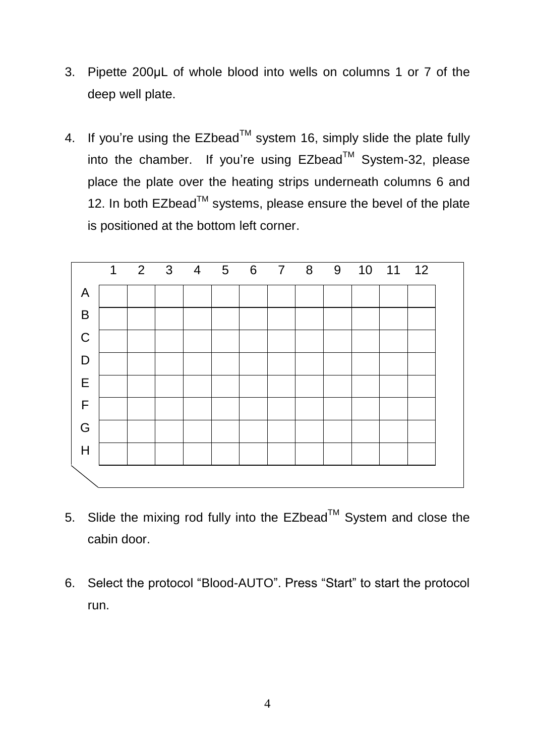3. Pipette 200µL of whole blood into wells on columns 1 or 7 of the deep well plate.

4. If you're using the EZbead™ system 16, simply slide the plate fully into the chamber. If you're using EZbead™ System-32, please place the plate over the heating strips underneath columns 6 and 12. In both EZbead™ systems, please ensure the bevel of the plate is positioned at the bottom left corner.

| | 1 | 2 | 3 | 4 | 5 | 6 | 7 | 8 | 9 | 10 | 11 | 12 |
|---|---|---|---|---|---|---|---|---|---|---|---|---|
| A | | | | | | | | | | | | |
| B | | | | | | | | | | | | |
| C | | | | | | | | | | | | |
| D | | | | | | | | | | | | |
| E | | | | | | | | | | | | |
| F | | | | | | | | | | | | |
| G | | | | | | | | | | | | |
| H | | | | | | | | | | | | |

5. Slide the mixing rod fully into the EZbead™ System and close the cabin door.

6. Select the protocol "Blood-AUTO". Press "Start" to start the protocol run.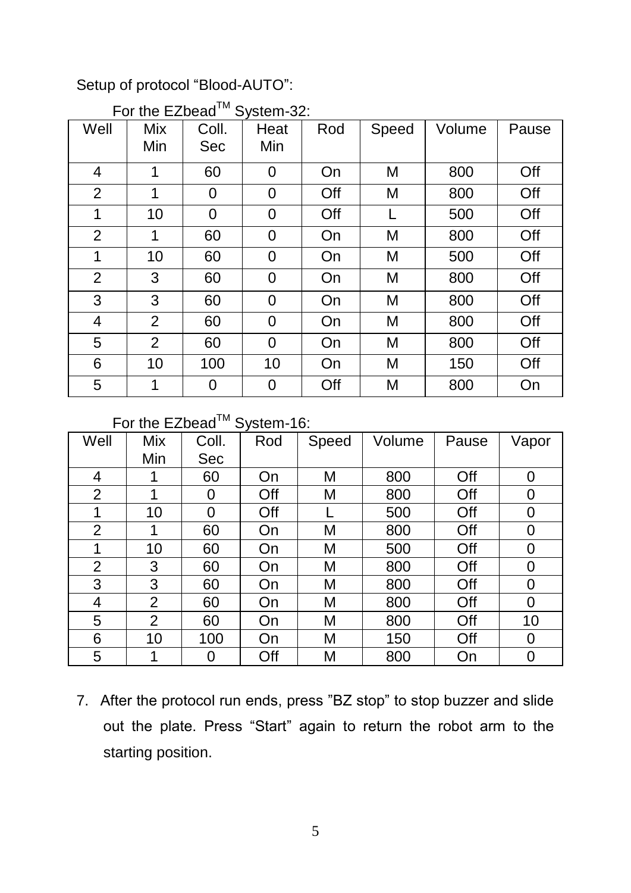Setup of protocol “Blood-AUTO”:

For the EZbead™ System-32:

| Well | Mix Min | Coll. Sec | Heat Min | Rod | Speed | Volume | Pause |
|---|---|---|---|---|---|---|---|
| 4 | 1 | 60 | 0 | On | M | 800 | Off |
| 2 | 1 | 0 | 0 | Off | M | 800 | Off |
| 1 | 10 | 0 | 0 | Off | L | 500 | Off |
| 2 | 1 | 60 | 0 | On | M | 800 | Off |
| 1 | 10 | 60 | 0 | On | M | 500 | Off |
| 2 | 3 | 60 | 0 | On | M | 800 | Off |
| 3 | 3 | 60 | 0 | On | M | 800 | Off |
| 4 | 2 | 60 | 0 | On | M | 800 | Off |
| 5 | 2 | 60 | 0 | On | M | 800 | Off |
| 6 | 10 | 100 | 10 | On | M | 150 | Off |
| 5 | 1 | 0 | 0 | Off | M | 800 | On |

For the EZbead™ System-16:

| Well | Mix Min | Coll. Sec | Rod | Speed | Volume | Pause | Vapor |
|---|---|---|---|---|---|---|---|
| 4 | 1 | 60 | On | M | 800 | Off | 0 |
| 2 | 1 | 0 | Off | M | 800 | Off | 0 |
| 1 | 10 | 0 | Off | L | 500 | Off | 0 |
| 2 | 1 | 60 | On | M | 800 | Off | 0 |
| 1 | 10 | 60 | On | M | 500 | Off | 0 |
| 2 | 3 | 60 | On | M | 800 | Off | 0 |
| 3 | 3 | 60 | On | M | 800 | Off | 0 |
| 4 | 2 | 60 | On | M | 800 | Off | 0 |
| 5 | 2 | 60 | On | M | 800 | Off | 10 |
| 6 | 10 | 100 | On | M | 150 | Off | 0 |
| 5 | 1 | 0 | Off | M | 800 | On | 0 |

7. After the protocol run ends, press ”BZ stop” to stop buzzer and slide out the plate. Press “Start” again to return the robot arm to the starting position.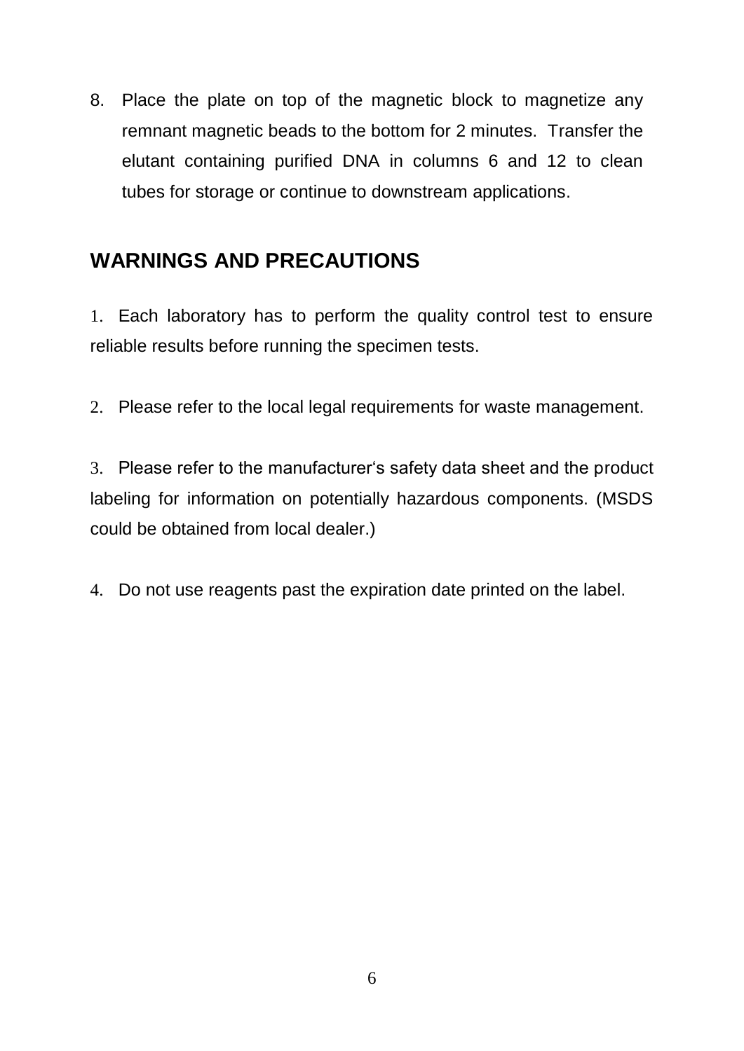8. Place the plate on top of the magnetic block to magnetize any remnant magnetic beads to the bottom for 2 minutes. Transfer the elutant containing purified DNA in columns 6 and 12 to clean tubes for storage or continue to downstream applications.

## WARNINGS AND PRECAUTIONS

1. Each laboratory has to perform the quality control test to ensure reliable results before running the specimen tests.

2. Please refer to the local legal requirements for waste management.

3. Please refer to the manufacturer's safety data sheet and the product labeling for information on potentially hazardous components. (MSDS could be obtained from local dealer.)

4. Do not use reagents past the expiration date printed on the label.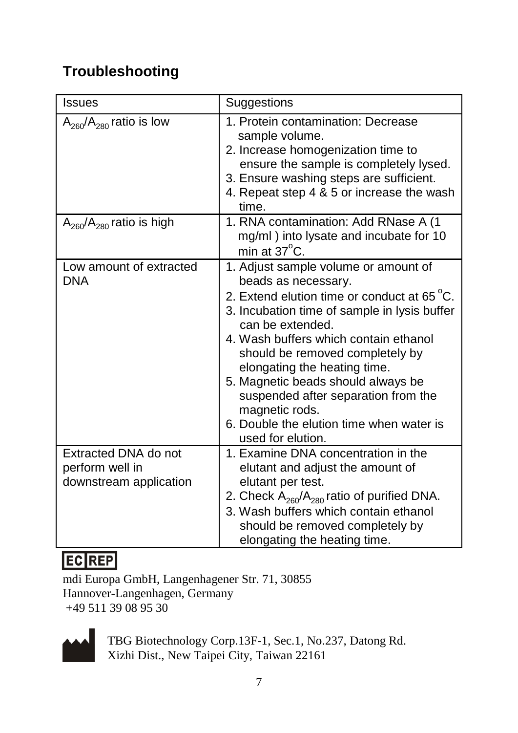## Troubleshooting

| Issues | Suggestions |
|---|---|
| $A_{260}/A_{280}$ ratio is low | 1. Protein contamination: Decrease sample volume.<br>2. Increase homogenization time to ensure the sample is completely lysed.<br>3. Ensure washing steps are sufficient.<br>4. Repeat step 4 & 5 or increase the wash time. |
| $A_{260}/A_{280}$ ratio is high | 1. RNA contamination: Add RNase A (1 mg/ml ) into lysate and incubate for 10 min at 37°C. |
| Low amount of extracted DNA | 1. Adjust sample volume or amount of beads as necessary.<br>2. Extend elution time or conduct at 65 °C.<br>3. Incubation time of sample in lysis buffer can be extended.<br>4. Wash buffers which contain ethanol should be removed completely by elongating the heating time.<br>5. Magnetic beads should always be suspended after separation from the magnetic rods.<br>6. Double the elution time when water is used for elution. |
| Extracted DNA do not perform well in downstream application | 1. Examine DNA concentration in the elutant and adjust the amount of elutant per test.<br>2. Check $A_{260}/A_{280}$ ratio of purified DNA.<br>3. Wash buffers which contain ethanol should be removed completely by elongating the heating time. |

EC REP

mdi Europa GmbH, Langenhagener Str. 71, 30855
Hannover-Langenhagen, Germany
+49 511 39 08 95 30

TBG Biotechnology Corp.13F-1, Sec.1, No.237, Datong Rd.
Xizhi Dist., New Taipei City, Taiwan 22161